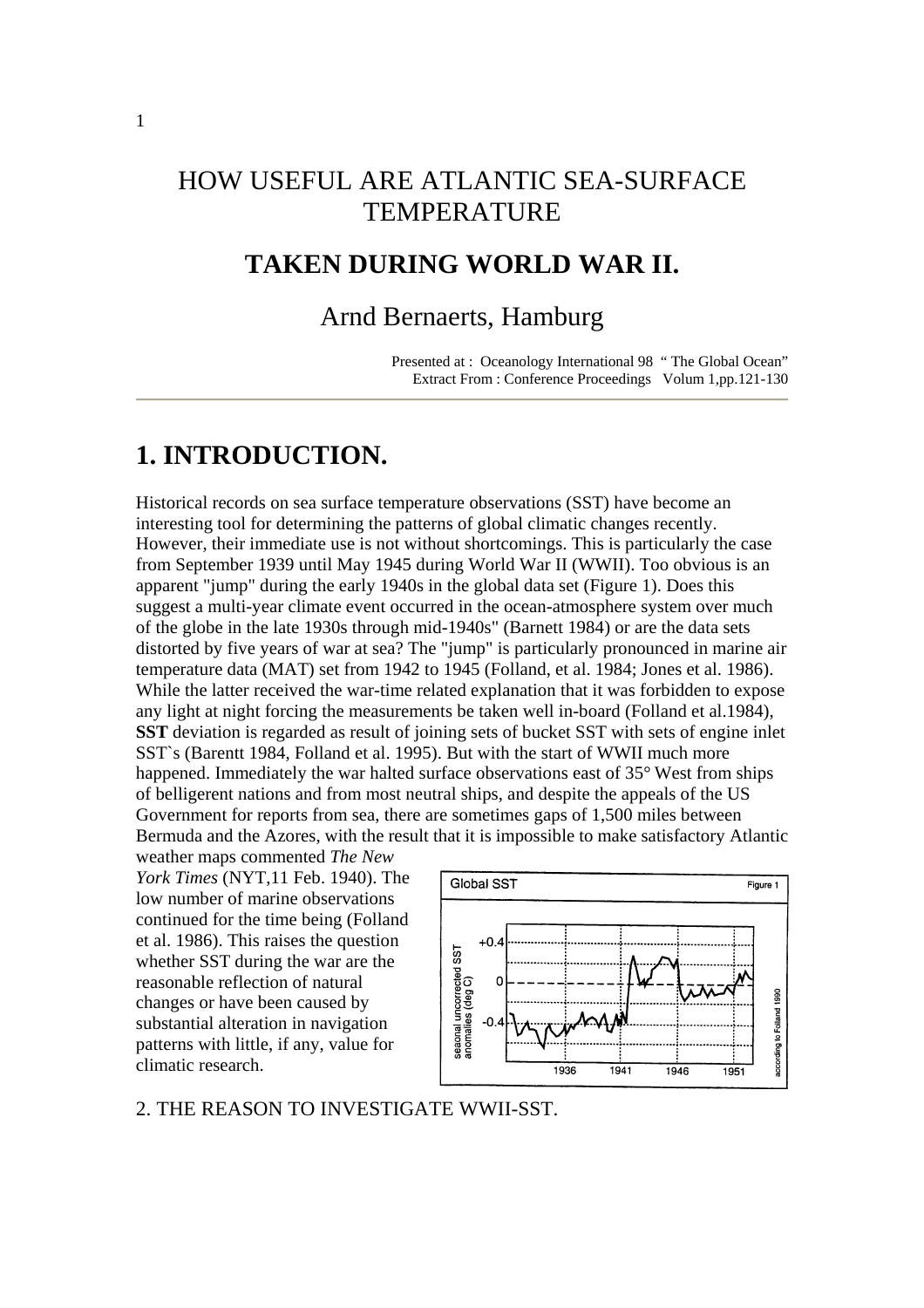# HOW USEFUL ARE ATLANTIC SEA-SURFACE TEMPERATURE

## TAKEN DURING WORLD WAR II.

Arnd Bernaerts, Hamburg

Presented at : Oceanology International 98 " The Global Ocean"
Extract From : Conference Proceedings Volum 1,pp.121-130

## 1. INTRODUCTION.

Historical records on sea surface temperature observations (SST) have become an interesting tool for determining the patterns of global climatic changes recently. However, their immediate use is not without shortcomings. This is particularly the case from September 1939 until May 1945 during World War II (WWII). Too obvious is an apparent "jump" during the early 1940s in the global data set (Figure 1). Does this suggest a multi-year climate event occurred in the ocean-atmosphere system over much of the globe in the late 1930s through mid-1940s" (Barnett 1984) or are the data sets distorted by five years of war at sea? The "jump" is particularly pronounced in marine air temperature data (MAT) set from 1942 to 1945 (Folland, et al. 1984; Jones et al. 1986). While the latter received the war-time related explanation that it was forbidden to expose any light at night forcing the measurements be taken well in-board (Folland et al.1984), **SST** deviation is regarded as result of joining sets of bucket SST with sets of engine inlet SST`s (Barentt 1984, Folland et al. 1995). But with the start of WWII much more happened. Immediately the war halted surface observations east of 35° West from ships of belligerent nations and from most neutral ships, and despite the appeals of the US Government for reports from sea, there are sometimes gaps of 1,500 miles between Bermuda and the Azores, with the result that it is impossible to make satisfactory Atlantic weather maps commented *The New York Times* (NYT,11 Feb. 1940). The low number of marine observations continued for the time being (Folland et al. 1986). This raises the question whether SST during the war are the reasonable reflection of natural changes or have been caused by substantial alteration in navigation patterns with little, if any, value for climatic research.

Global SST — Figure 1 (seasonal uncorrected SST anomalies (deg C); according to Folland 1990)

2. THE REASON TO INVESTIGATE WWII-SST.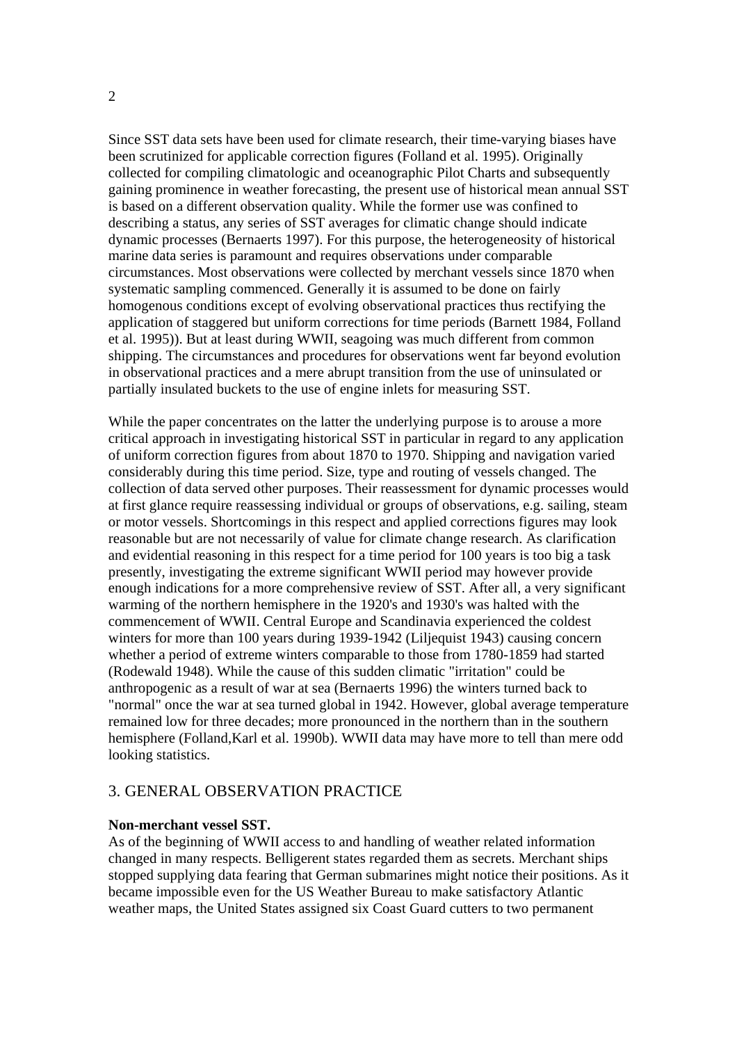Since SST data sets have been used for climate research, their time-varying biases have been scrutinized for applicable correction figures (Folland et al. 1995). Originally collected for compiling climatologic and oceanographic Pilot Charts and subsequently gaining prominence in weather forecasting, the present use of historical mean annual SST is based on a different observation quality. While the former use was confined to describing a status, any series of SST averages for climatic change should indicate dynamic processes (Bernaerts 1997). For this purpose, the heterogeneity of historical marine data series is paramount and requires observations under comparable circumstances. Most observations were collected by merchant vessels since 1870 when systematic sampling commenced. Generally it is assumed to be done on fairly homogenous conditions except of evolving observational practices thus rectifying the application of staggered but uniform corrections for time periods (Barnett 1984, Folland et al. 1995)). But at least during WWII, seagoing was much different from common shipping. The circumstances and procedures for observations went far beyond evolution in observational practices and a mere abrupt transition from the use of uninsulated or partially insulated buckets to the use of engine inlets for measuring SST.

While the paper concentrates on the latter the underlying purpose is to arouse a more critical approach in investigating historical SST in particular in regard to any application of uniform correction figures from about 1870 to 1970. Shipping and navigation varied considerably during this time period. Size, type and routing of vessels changed. The collection of data served other purposes. Their reassessment for dynamic processes would at first glance require reassessing individual or groups of observations, e.g. sailing, steam or motor vessels. Shortcomings in this respect and applied corrections figures may look reasonable but are not necessarily of value for climate change research. As clarification and evidential reasoning in this respect for a time period for 100 years is too big a task presently, investigating the extreme significant WWII period may however provide enough indications for a more comprehensive review of SST. After all, a very significant warming of the northern hemisphere in the 1920's and 1930's was halted with the commencement of WWII. Central Europe and Scandinavia experienced the coldest winters for more than 100 years during 1939-1942 (Liljequist 1943) causing concern whether a period of extreme winters comparable to those from 1780-1859 had started (Rodewald 1948). While the cause of this sudden climatic "irritation" could be anthropogenic as a result of war at sea (Bernaerts 1996) the winters turned back to "normal" once the war at sea turned global in 1942. However, global average temperature remained low for three decades; more pronounced in the northern than in the southern hemisphere (Folland,Karl et al. 1990b). WWII data may have more to tell than mere odd looking statistics.

## 3. GENERAL OBSERVATION PRACTICE

**Non-merchant vessel SST.**

As of the beginning of WWII access to and handling of weather related information changed in many respects. Belligerent states regarded them as secrets. Merchant ships stopped supplying data fearing that German submarines might notice their positions. As it became impossible even for the US Weather Bureau to make satisfactory Atlantic weather maps, the United States assigned six Coast Guard cutters to two permanent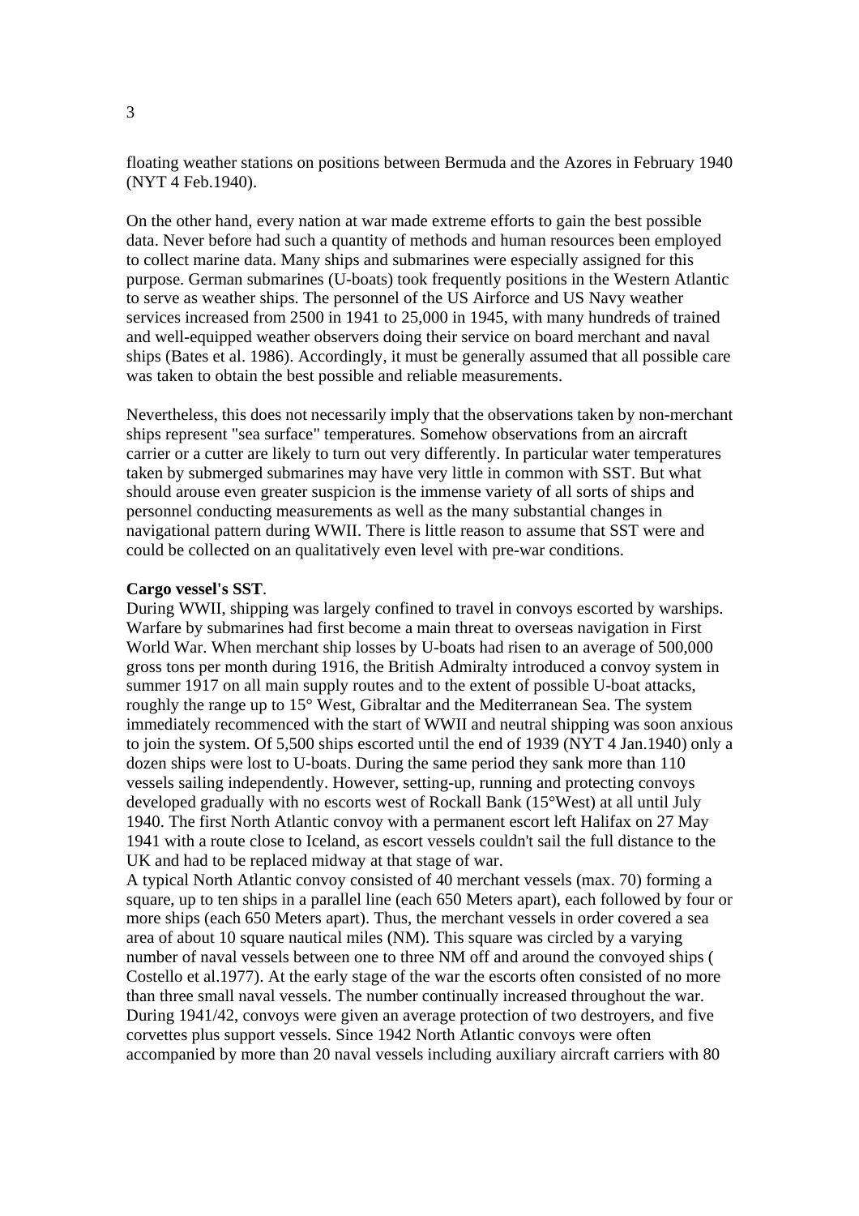floating weather stations on positions between Bermuda and the Azores in February 1940 (NYT 4 Feb.1940).

On the other hand, every nation at war made extreme efforts to gain the best possible data. Never before had such a quantity of methods and human resources been employed to collect marine data. Many ships and submarines were especially assigned for this purpose. German submarines (U-boats) took frequently positions in the Western Atlantic to serve as weather ships. The personnel of the US Airforce and US Navy weather services increased from 2500 in 1941 to 25,000 in 1945, with many hundreds of trained and well-equipped weather observers doing their service on board merchant and naval ships (Bates et al. 1986). Accordingly, it must be generally assumed that all possible care was taken to obtain the best possible and reliable measurements.

Nevertheless, this does not necessarily imply that the observations taken by non-merchant ships represent "sea surface" temperatures. Somehow observations from an aircraft carrier or a cutter are likely to turn out very differently. In particular water temperatures taken by submerged submarines may have very little in common with SST. But what should arouse even greater suspicion is the immense variety of all sorts of ships and personnel conducting measurements as well as the many substantial changes in navigational pattern during WWII. There is little reason to assume that SST were and could be collected on an qualitatively even level with pre-war conditions.

**Cargo vessel's SST**.

During WWII, shipping was largely confined to travel in convoys escorted by warships. Warfare by submarines had first become a main threat to overseas navigation in First World War. When merchant ship losses by U-boats had risen to an average of 500,000 gross tons per month during 1916, the British Admiralty introduced a convoy system in summer 1917 on all main supply routes and to the extent of possible U-boat attacks, roughly the range up to 15° West, Gibraltar and the Mediterranean Sea. The system immediately recommenced with the start of WWII and neutral shipping was soon anxious to join the system. Of 5,500 ships escorted until the end of 1939 (NYT 4 Jan.1940) only a dozen ships were lost to U-boats. During the same period they sank more than 110 vessels sailing independently. However, setting-up, running and protecting convoys developed gradually with no escorts west of Rockall Bank (15°West) at all until July 1940. The first North Atlantic convoy with a permanent escort left Halifax on 27 May 1941 with a route close to Iceland, as escort vessels couldn't sail the full distance to the UK and had to be replaced midway at that stage of war.

A typical North Atlantic convoy consisted of 40 merchant vessels (max. 70) forming a square, up to ten ships in a parallel line (each 650 Meters apart), each followed by four or more ships (each 650 Meters apart). Thus, the merchant vessels in order covered a sea area of about 10 square nautical miles (NM). This square was circled by a varying number of naval vessels between one to three NM off and around the convoyed ships ( Costello et al.1977). At the early stage of the war the escorts often consisted of no more than three small naval vessels. The number continually increased throughout the war. During 1941/42, convoys were given an average protection of two destroyers, and five corvettes plus support vessels. Since 1942 North Atlantic convoys were often accompanied by more than 20 naval vessels including auxiliary aircraft carriers with 80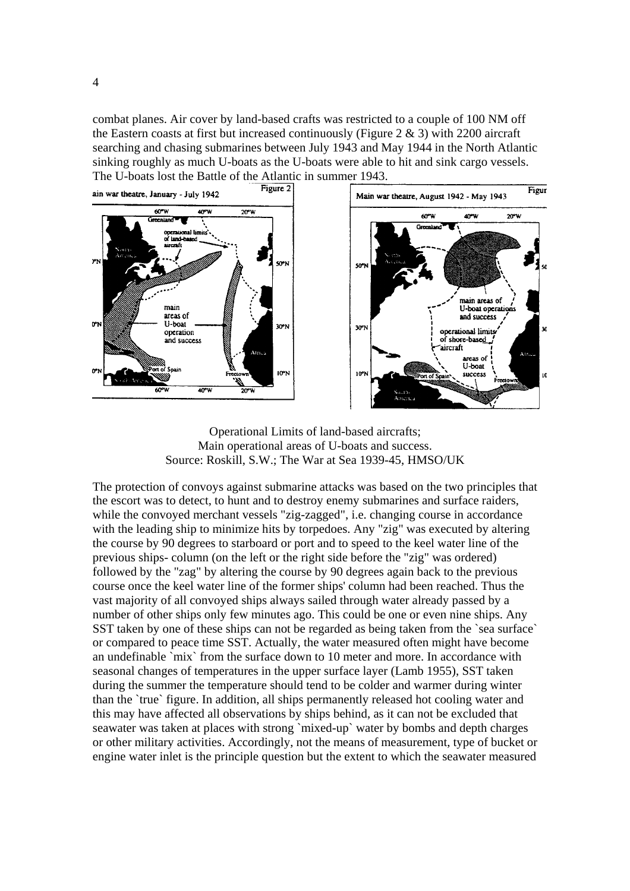combat planes. Air cover by land-based crafts was restricted to a couple of 100 NM off the Eastern coasts at first but increased continuously (Figure 2 & 3) with 2200 aircraft searching and chasing submarines between July 1943 and May 1944 in the North Atlantic sinking roughly as much U-boats as the U-boats were able to hit and sink cargo vessels. The U-boats lost the Battle of the Atlantic in summer 1943.

Operational Limits of land-based aircrafts;
Main operational areas of U-boats and success.
Source: Roskill, S.W.; The War at Sea 1939-45, HMSO/UK

The protection of convoys against submarine attacks was based on the two principles that the escort was to detect, to hunt and to destroy enemy submarines and surface raiders, while the convoyed merchant vessels "zig-zagged", i.e. changing course in accordance with the leading ship to minimize hits by torpedoes. Any "zig" was executed by altering the course by 90 degrees to starboard or port and to speed to the keel water line of the previous ships- column (on the left or the right side before the "zig" was ordered) followed by the "zag" by altering the course by 90 degrees again back to the previous course once the keel water line of the former ships' column had been reached. Thus the vast majority of all convoyed ships always sailed through water already passed by a number of other ships only few minutes ago. This could be one or even nine ships. Any SST taken by one of these ships can not be regarded as being taken from the `sea surface` or compared to peace time SST. Actually, the water measured often might have become an undefinable `mix` from the surface down to 10 meter and more. In accordance with seasonal changes of temperatures in the upper surface layer (Lamb 1955), SST taken during the summer the temperature should tend to be colder and warmer during winter than the `true` figure. In addition, all ships permanently released hot cooling water and this may have affected all observations by ships behind, as it can not be excluded that seawater was taken at places with strong `mixed-up` water by bombs and depth charges or other military activities. Accordingly, not the means of measurement, type of bucket or engine water inlet is the principle question but the extent to which the seawater measured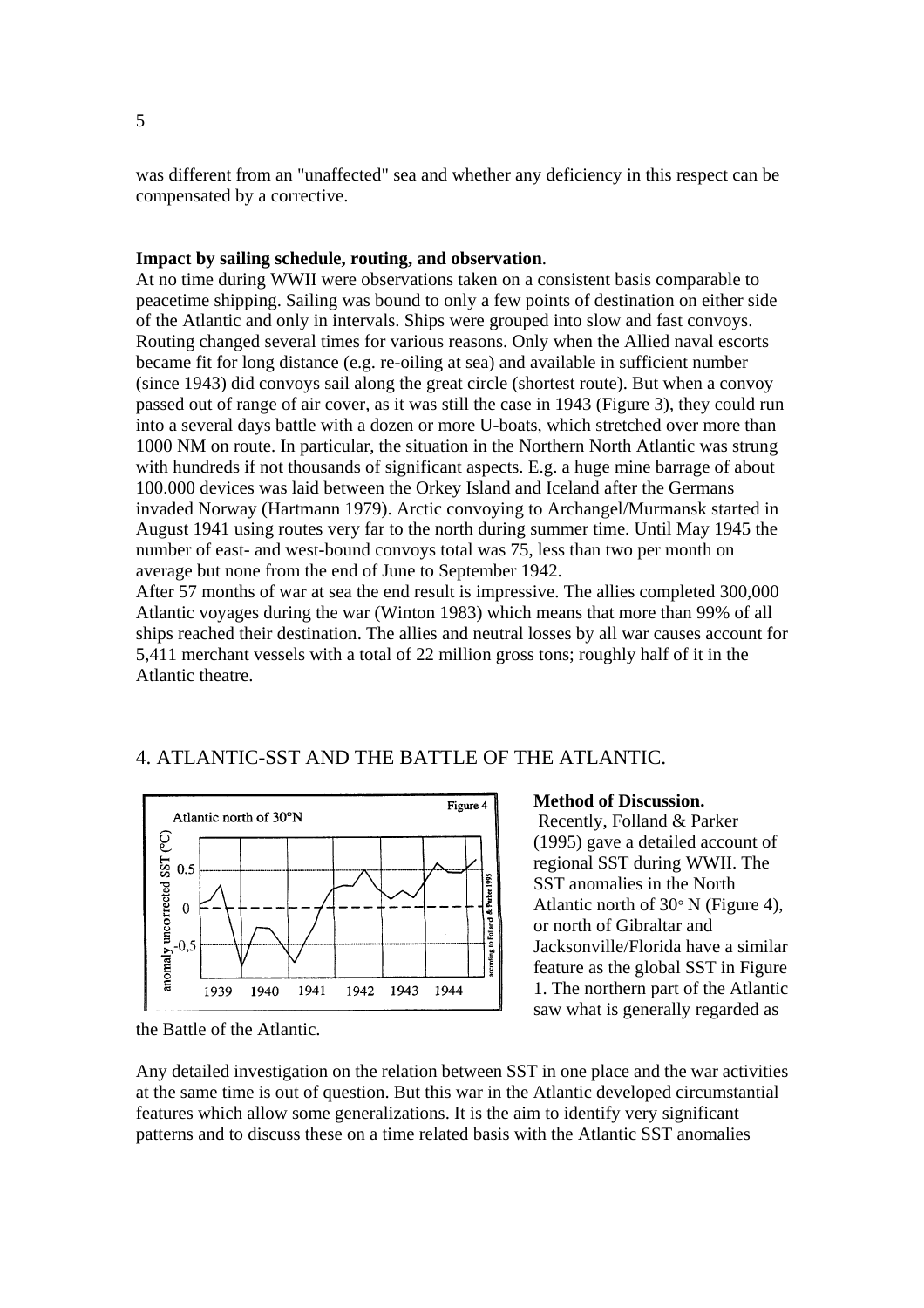was different from an "unaffected" sea and whether any deficiency in this respect can be compensated by a corrective.

**Impact by sailing schedule, routing, and observation**.

At no time during WWII were observations taken on a consistent basis comparable to peacetime shipping. Sailing was bound to only a few points of destination on either side of the Atlantic and only in intervals. Ships were grouped into slow and fast convoys. Routing changed several times for various reasons. Only when the Allied naval escorts became fit for long distance (e.g. re-oiling at sea) and available in sufficient number (since 1943) did convoys sail along the great circle (shortest route). But when a convoy passed out of range of air cover, as it was still the case in 1943 (Figure 3), they could run into a several days battle with a dozen or more U-boats, which stretched over more than 1000 NM on route. In particular, the situation in the Northern North Atlantic was strung with hundreds if not thousands of significant aspects. E.g. a huge mine barrage of about 100.000 devices was laid between the Orkey Island and Iceland after the Germans invaded Norway (Hartmann 1979). Arctic convoying to Archangel/Murmansk started in August 1941 using routes very far to the north during summer time. Until May 1945 the number of east- and west-bound convoys total was 75, less than two per month on average but none from the end of June to September 1942.

After 57 months of war at sea the end result is impressive. The allies completed 300,000 Atlantic voyages during the war (Winton 1983) which means that more than 99% of all ships reached their destination. The allies and neutral losses by all war causes account for 5,411 merchant vessels with a total of 22 million gross tons; roughly half of it in the Atlantic theatre.

## 4. ATLANTIC-SST AND THE BATTLE OF THE ATLANTIC.

**Method of Discussion.**

Recently, Folland & Parker (1995) gave a detailed account of regional SST during WWII. The SST anomalies in the North Atlantic north of 30° N (Figure 4), or north of Gibraltar and Jacksonville/Florida have a similar feature as the global SST in Figure 1. The northern part of the Atlantic saw what is generally regarded as the Battle of the Atlantic.

Any detailed investigation on the relation between SST in one place and the war activities at the same time is out of question. But this war in the Atlantic developed circumstantial features which allow some generalizations. It is the aim to identify very significant patterns and to discuss these on a time related basis with the Atlantic SST anomalies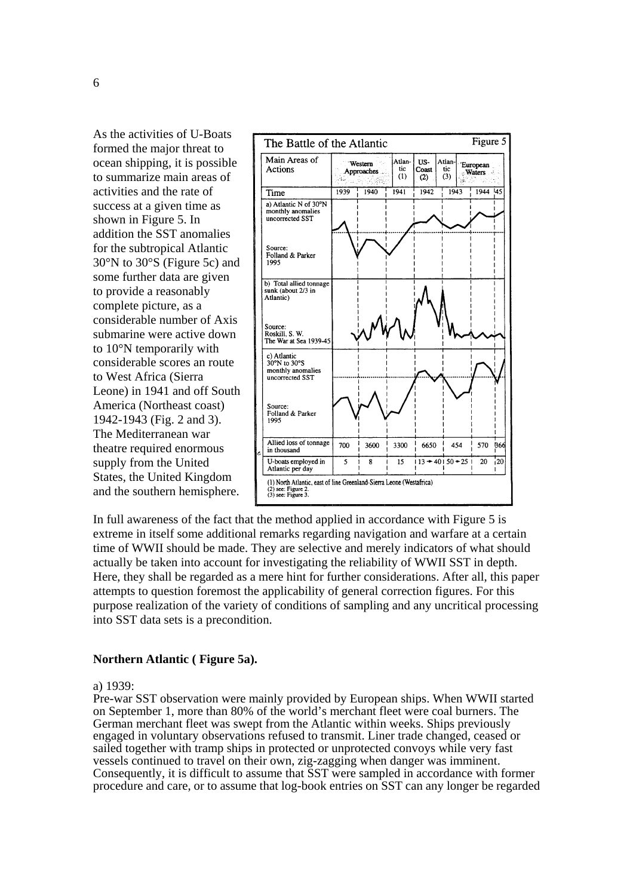As the activities of U-Boats formed the major threat to ocean shipping, it is possible to summarize main areas of activities and the rate of success at a given time as shown in Figure 5. In addition the SST anomalies for the subtropical Atlantic 30°N to 30°S (Figure 5c) and some further data are given to provide a reasonably complete picture, as a considerable number of Axis submarine were active down to 10°N temporarily with considerable scores an route to West Africa (Sierra Leone) in 1941 and off South America (Northeast coast) 1942-1943 (Fig. 2 and 3). The Mediterranean war theatre required enormous supply from the United States, the United Kingdom and the southern hemisphere.

The Battle of the Atlantic — Figure 5

| Main Areas of Actions | Western Approaches | | Atlantic (1) | US-Coast (2) | Atlantic (3) | European Waters | |
|---|---|---|---|---|---|---|---|
| Time | 1939 | 1940 | 1941 | 1942 | 1943 | 1944 | 45 |
| Allied loss of tonnage in thousand | 700 | 3600 | 3300 | 6650 | 454 | 570 | 366 |
| U-boats employed in Atlantic per day | 5 | 8 | 15 | 13 → 40 | 50 → 25 | 20 | 20 |

a) Atlantic N of 30°N monthly anomalies uncorrected SST. Source: Folland & Parker 1995

b) Total allied tonnage sunk (about 2/3 in Atlantic). Source: Roskill, S. W. The War at Sea 1939-45

c) Atlantic 30°N to 30°S monthly anomalies uncorrected SST. Source: Folland & Parker 1995

(1) North Atlantic, east of line Greenland-Sierra Leone (Westafrica)
(2) see: Figure 2.
(3) see: Figure 3.

In full awareness of the fact that the method applied in accordance with Figure 5 is extreme in itself some additional remarks regarding navigation and warfare at a certain time of WWII should be made. They are selective and merely indicators of what should actually be taken into account for investigating the reliability of WWII SST in depth. Here, they shall be regarded as a mere hint for further considerations. After all, this paper attempts to question foremost the applicability of general correction figures. For this purpose realization of the variety of conditions of sampling and any uncritical processing into SST data sets is a precondition.

**Northern Atlantic ( Figure 5a).**

a) 1939:
Pre-war SST observation were mainly provided by European ships. When WWII started on September 1, more than 80% of the world's merchant fleet were coal burners. The German merchant fleet was swept from the Atlantic within weeks. Ships previously engaged in voluntary observations refused to transmit. Liner trade changed, ceased or sailed together with tramp ships in protected or unprotected convoys while very fast vessels continued to travel on their own, zig-zagging when danger was imminent. Consequently, it is difficult to assume that SST were sampled in accordance with former procedure and care, or to assume that log-book entries on SST can any longer be regarded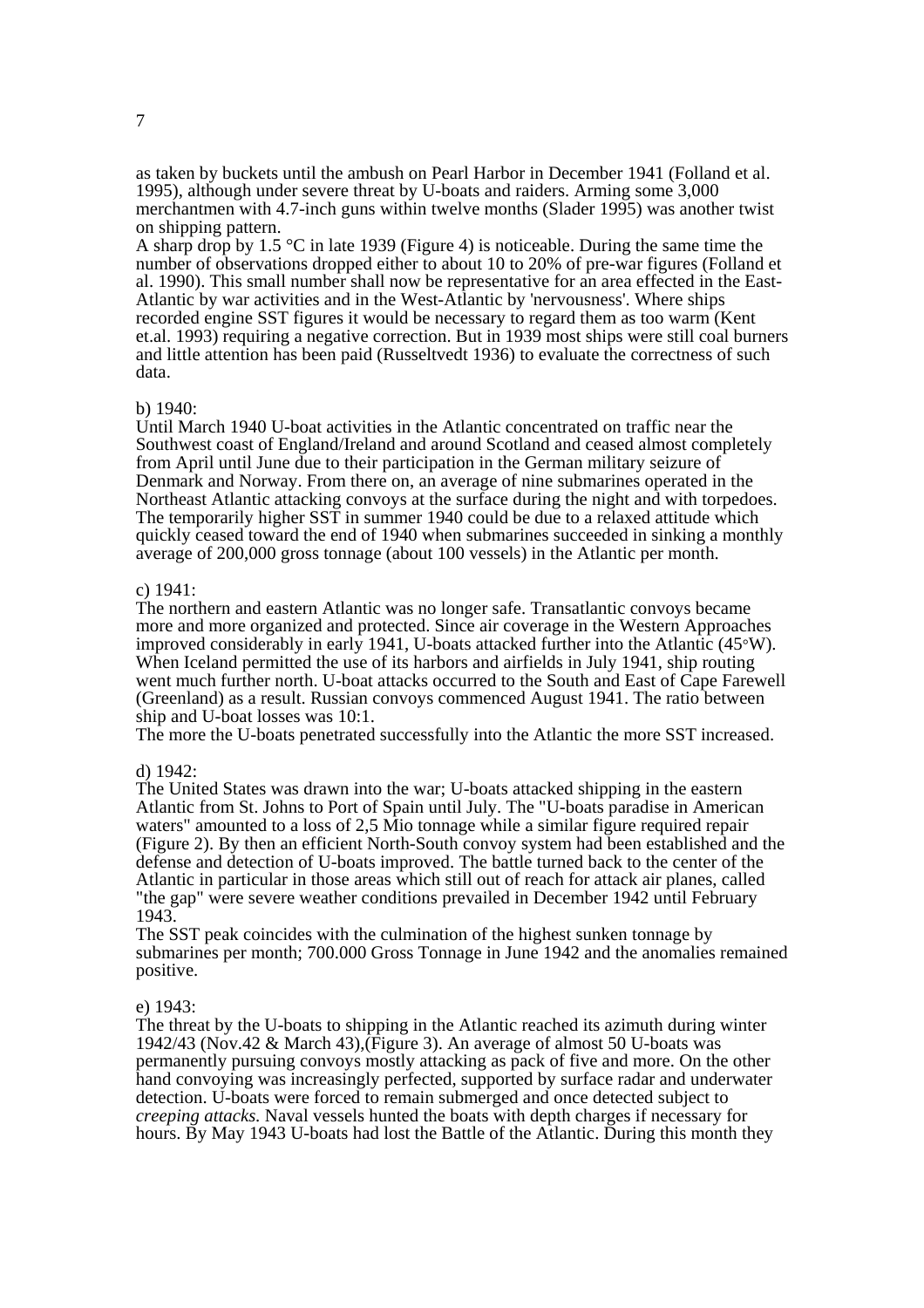as taken by buckets until the ambush on Pearl Harbor in December 1941 (Folland et al. 1995), although under severe threat by U-boats and raiders. Arming some 3,000 merchantmen with 4.7-inch guns within twelve months (Slader 1995) was another twist on shipping pattern.

A sharp drop by 1.5 °C in late 1939 (Figure 4) is noticeable. During the same time the number of observations dropped either to about 10 to 20% of pre-war figures (Folland et al. 1990). This small number shall now be representative for an area effected in the East-Atlantic by war activities and in the West-Atlantic by 'nervousness'. Where ships recorded engine SST figures it would be necessary to regard them as too warm (Kent et.al. 1993) requiring a negative correction. But in 1939 most ships were still coal burners and little attention has been paid (Russeltvedt 1936) to evaluate the correctness of such data.

b) 1940:

Until March 1940 U-boat activities in the Atlantic concentrated on traffic near the Southwest coast of England/Ireland and around Scotland and ceased almost completely from April until June due to their participation in the German military seizure of Denmark and Norway. From there on, an average of nine submarines operated in the Northeast Atlantic attacking convoys at the surface during the night and with torpedoes. The temporarily higher SST in summer 1940 could be due to a relaxed attitude which quickly ceased toward the end of 1940 when submarines succeeded in sinking a monthly average of 200,000 gross tonnage (about 100 vessels) in the Atlantic per month.

c) 1941:

The northern and eastern Atlantic was no longer safe. Transatlantic convoys became more and more organized and protected. Since air coverage in the Western Approaches improved considerably in early 1941, U-boats attacked further into the Atlantic (45°W). When Iceland permitted the use of its harbors and airfields in July 1941, ship routing went much further north. U-boat attacks occurred to the South and East of Cape Farewell (Greenland) as a result. Russian convoys commenced August 1941. The ratio between ship and U-boat losses was 10:1.

The more the U-boats penetrated successfully into the Atlantic the more SST increased.

d) 1942:

The United States was drawn into the war; U-boats attacked shipping in the eastern Atlantic from St. Johns to Port of Spain until July. The "U-boats paradise in American waters" amounted to a loss of 2,5 Mio tonnage while a similar figure required repair (Figure 2). By then an efficient North-South convoy system had been established and the defense and detection of U-boats improved. The battle turned back to the center of the Atlantic in particular in those areas which still out of reach for attack air planes, called "the gap" were severe weather conditions prevailed in December 1942 until February 1943.

The SST peak coincides with the culmination of the highest sunken tonnage by submarines per month; 700.000 Gross Tonnage in June 1942 and the anomalies remained positive.

e) 1943:

The threat by the U-boats to shipping in the Atlantic reached its azimuth during winter 1942/43 (Nov.42 & March 43),(Figure 3). An average of almost 50 U-boats was permanently pursuing convoys mostly attacking as pack of five and more. On the other hand convoying was increasingly perfected, supported by surface radar and underwater detection. U-boats were forced to remain submerged and once detected subject to *creeping attacks.* Naval vessels hunted the boats with depth charges if necessary for hours. By May 1943 U-boats had lost the Battle of the Atlantic. During this month they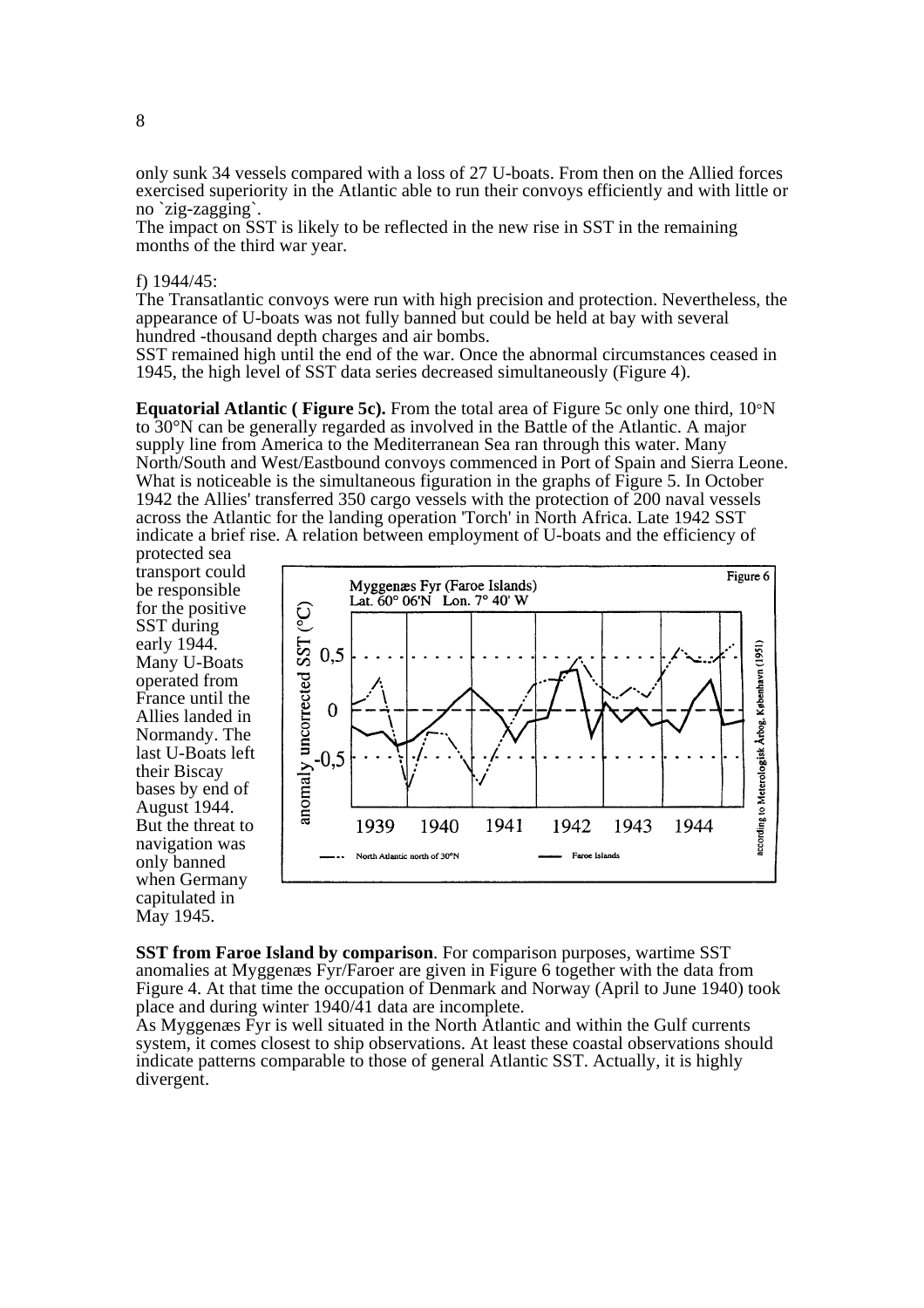only sunk 34 vessels compared with a loss of 27 U-boats. From then on the Allied forces exercised superiority in the Atlantic able to run their convoys efficiently and with little or no `zig-zagging`.
The impact on SST is likely to be reflected in the new rise in SST in the remaining months of the third war year.

f) 1944/45:
The Transatlantic convoys were run with high precision and protection. Nevertheless, the appearance of U-boats was not fully banned but could be held at bay with several hundred -thousand depth charges and air bombs.
SST remained high until the end of the war. Once the abnormal circumstances ceased in 1945, the high level of SST data series decreased simultaneously (Figure 4).

**Equatorial Atlantic ( Figure 5c).** From the total area of Figure 5c only one third, 10°N to 30°N can be generally regarded as involved in the Battle of the Atlantic. A major supply line from America to the Mediterranean Sea ran through this water. Many North/South and West/Eastbound convoys commenced in Port of Spain and Sierra Leone. What is noticeable is the simultaneous figuration in the graphs of Figure 5. In October 1942 the Allies' transferred 350 cargo vessels with the protection of 200 naval vessels across the Atlantic for the landing operation 'Torch' in North Africa. Late 1942 SST indicate a brief rise. A relation between employment of U-boats and the efficiency of protected sea transport could be responsible for the positive SST during early 1944. Many U-Boats operated from France until the Allies landed in Normandy. The last U-Boats left their Biscay bases by end of August 1944. But the threat to navigation was only banned when Germany capitulated in May 1945.

Figure 6

Myggenæs Fyr (Faroe Islands)
Lat. 60° 06'N Lon. 7° 40' W

anomaly uncorrected SST (°C)

North Atlantic north of 30°N — Faroe Islands

according to Meterologisk Årbog, København (1951)

**SST from Faroe Island by comparison**. For comparison purposes, wartime SST anomalies at Myggenæs Fyr/Faroer are given in Figure 6 together with the data from Figure 4. At that time the occupation of Denmark and Norway (April to June 1940) took place and during winter 1940/41 data are incomplete.
As Myggenæs Fyr is well situated in the North Atlantic and within the Gulf currents system, it comes closest to ship observations. At least these coastal observations should indicate patterns comparable to those of general Atlantic SST. Actually, it is highly divergent.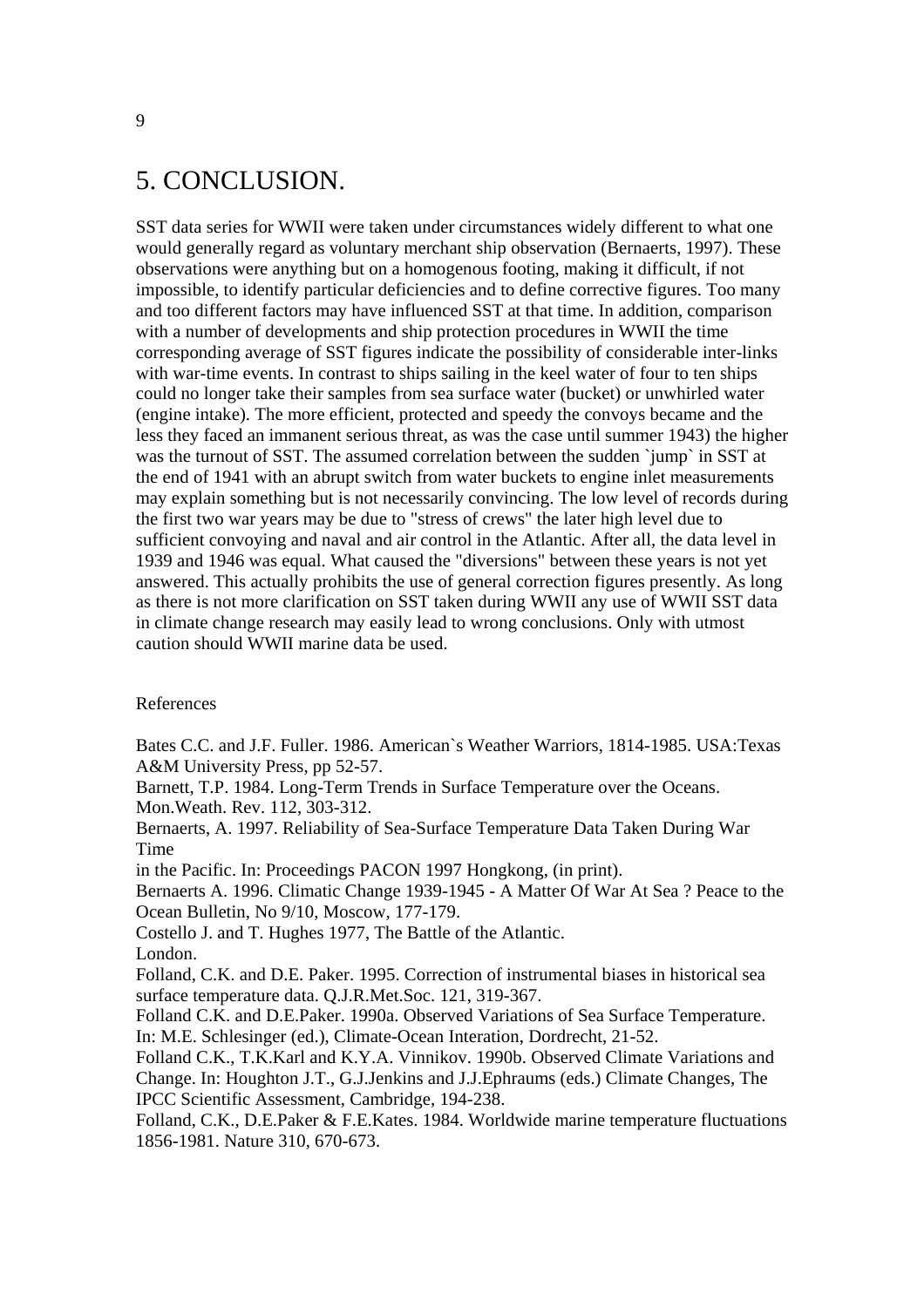# 5. CONCLUSION.

SST data series for WWII were taken under circumstances widely different to what one would generally regard as voluntary merchant ship observation (Bernaerts, 1997). These observations were anything but on a homogenous footing, making it difficult, if not impossible, to identify particular deficiencies and to define corrective figures. Too many and too different factors may have influenced SST at that time. In addition, comparison with a number of developments and ship protection procedures in WWII the time corresponding average of SST figures indicate the possibility of considerable inter-links with war-time events. In contrast to ships sailing in the keel water of four to ten ships could no longer take their samples from sea surface water (bucket) or unwhirled water (engine intake). The more efficient, protected and speedy the convoys became and the less they faced an immanent serious threat, as was the case until summer 1943) the higher was the turnout of SST. The assumed correlation between the sudden `jump` in SST at the end of 1941 with an abrupt switch from water buckets to engine inlet measurements may explain something but is not necessarily convincing. The low level of records during the first two war years may be due to "stress of crews" the later high level due to sufficient convoying and naval and air control in the Atlantic. After all, the data level in 1939 and 1946 was equal. What caused the "diversions" between these years is not yet answered. This actually prohibits the use of general correction figures presently. As long as there is not more clarification on SST taken during WWII any use of WWII SST data in climate change research may easily lead to wrong conclusions. Only with utmost caution should WWII marine data be used.

References

Bates C.C. and J.F. Fuller. 1986. American`s Weather Warriors, 1814-1985. USA:Texas A&M University Press, pp 52-57.

Barnett, T.P. 1984. Long-Term Trends in Surface Temperature over the Oceans. Mon.Weath. Rev. 112, 303-312.

Bernaerts, A. 1997. Reliability of Sea-Surface Temperature Data Taken During War Time in the Pacific. In: Proceedings PACON 1997 Hongkong, (in print).

Bernaerts A. 1996. Climatic Change 1939-1945 - A Matter Of War At Sea ? Peace to the Ocean Bulletin, No 9/10, Moscow, 177-179.

Costello J. and T. Hughes 1977, The Battle of the Atlantic. London.

Folland, C.K. and D.E. Paker. 1995. Correction of instrumental biases in historical sea surface temperature data. Q.J.R.Met.Soc. 121, 319-367.

Folland C.K. and D.E.Paker. 1990a. Observed Variations of Sea Surface Temperature. In: M.E. Schlesinger (ed.), Climate-Ocean Interation, Dordrecht, 21-52.

Folland C.K., T.K.Karl and K.Y.A. Vinnikov. 1990b. Observed Climate Variations and Change. In: Houghton J.T., G.J.Jenkins and J.J.Ephraums (eds.) Climate Changes, The IPCC Scientific Assessment, Cambridge, 194-238.

Folland, C.K., D.E.Paker & F.E.Kates. 1984. Worldwide marine temperature fluctuations 1856-1981. Nature 310, 670-673.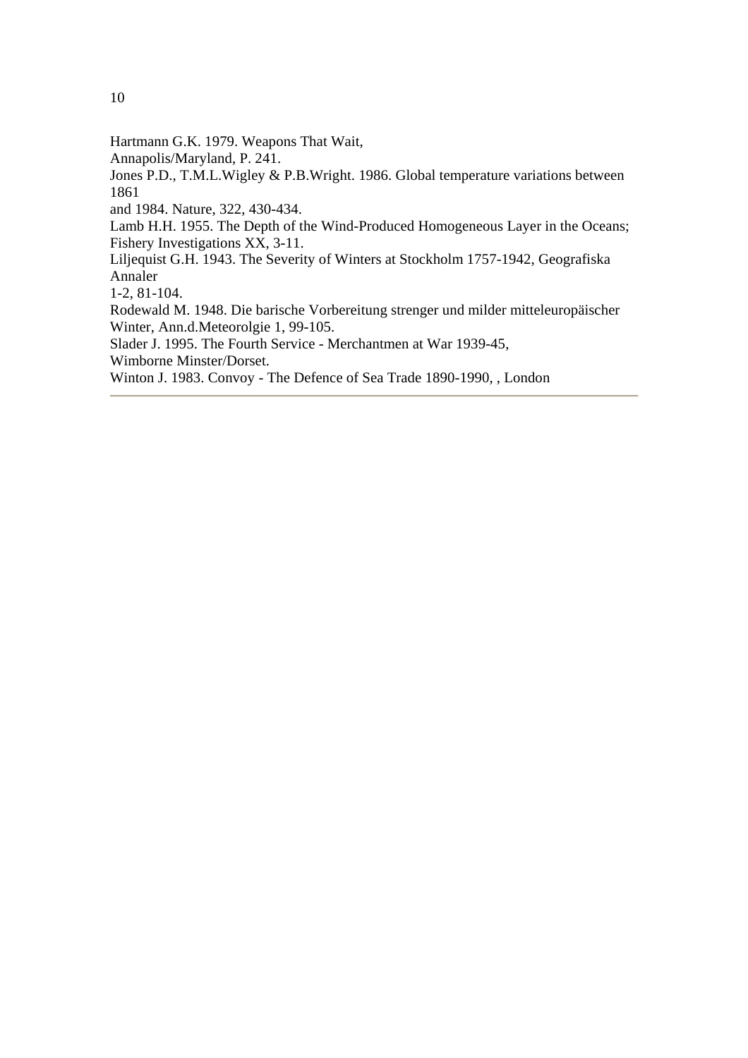Hartmann G.K. 1979. Weapons That Wait,
Annapolis/Maryland, P. 241.

Jones P.D., T.M.L.Wigley & P.B.Wright. 1986. Global temperature variations between 1861
and 1984. Nature, 322, 430-434.

Lamb H.H. 1955. The Depth of the Wind-Produced Homogeneous Layer in the Oceans; Fishery Investigations XX, 3-11.

Liljequist G.H. 1943. The Severity of Winters at Stockholm 1757-1942, Geografiska Annaler
1-2, 81-104.

Rodewald M. 1948. Die barische Vorbereitung strenger und milder mitteleuropäischer Winter, Ann.d.Meteorolgie 1, 99-105.

Slader J. 1995. The Fourth Service - Merchantmen at War 1939-45,
Wimborne Minster/Dorset.

Winton J. 1983. Convoy - The Defence of Sea Trade 1890-1990, , London